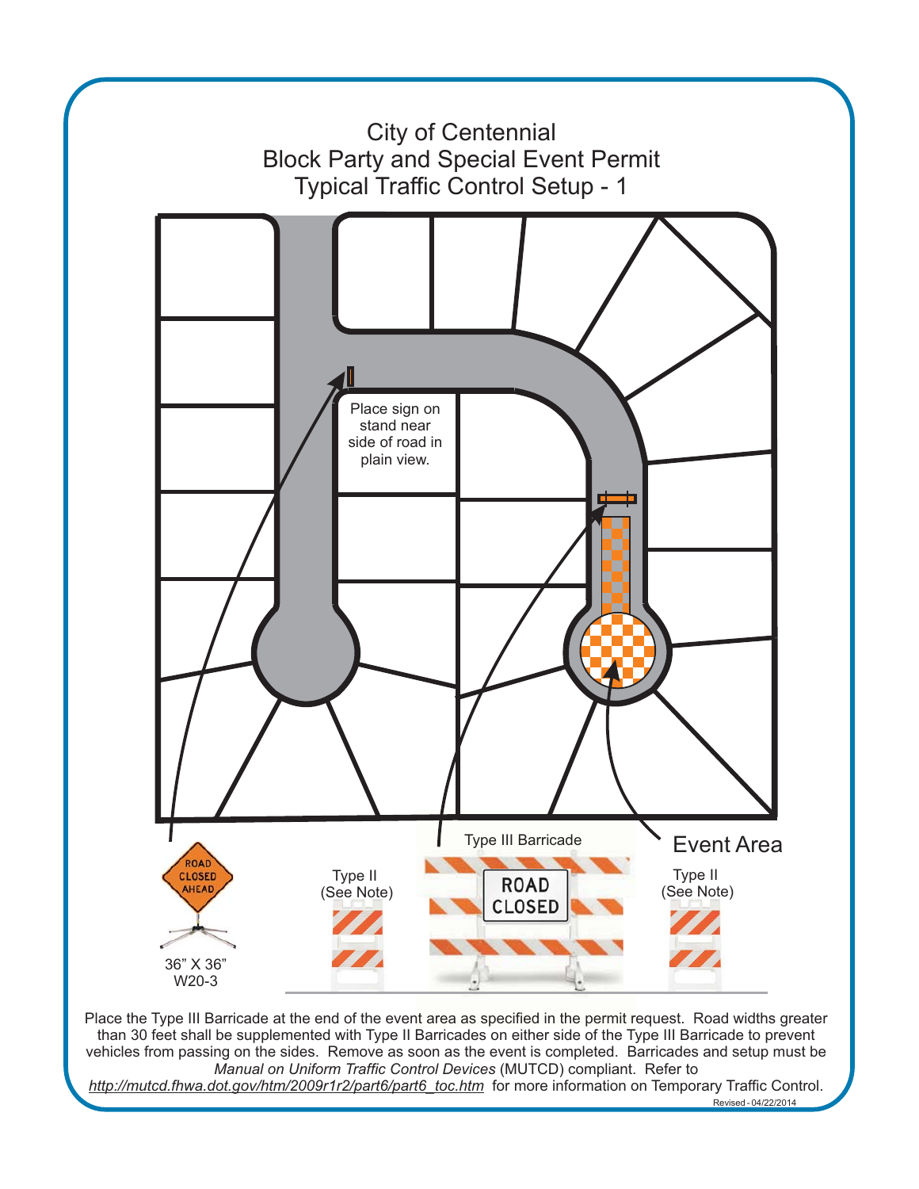# City of Centennial
## Block Party and Special Event Permit
## Typical Traffic Control Setup - 1

Place sign on stand near side of road in plain view.

Event Area

ROAD CLOSED AHEAD

36" X 36"
W20-3

Type II (See Note)

Type III Barricade

ROAD CLOSED

Type II (See Note)

Place the Type III Barricade at the end of the event area as specified in the permit request. Road widths greater than 30 feet shall be supplemented with Type II Barricades on either side of the Type III Barricade to prevent vehicles from passing on the sides. Remove as soon as the event is completed. Barricades and setup must be *Manual on Uniform Traffic Control Devices* (MUTCD) compliant. Refer to _http://mutcd.fhwa.dot.gov/htm/2009r1r2/part6/part6_toc.htm_ for more information on Temporary Traffic Control.

Revised - 04/22/2014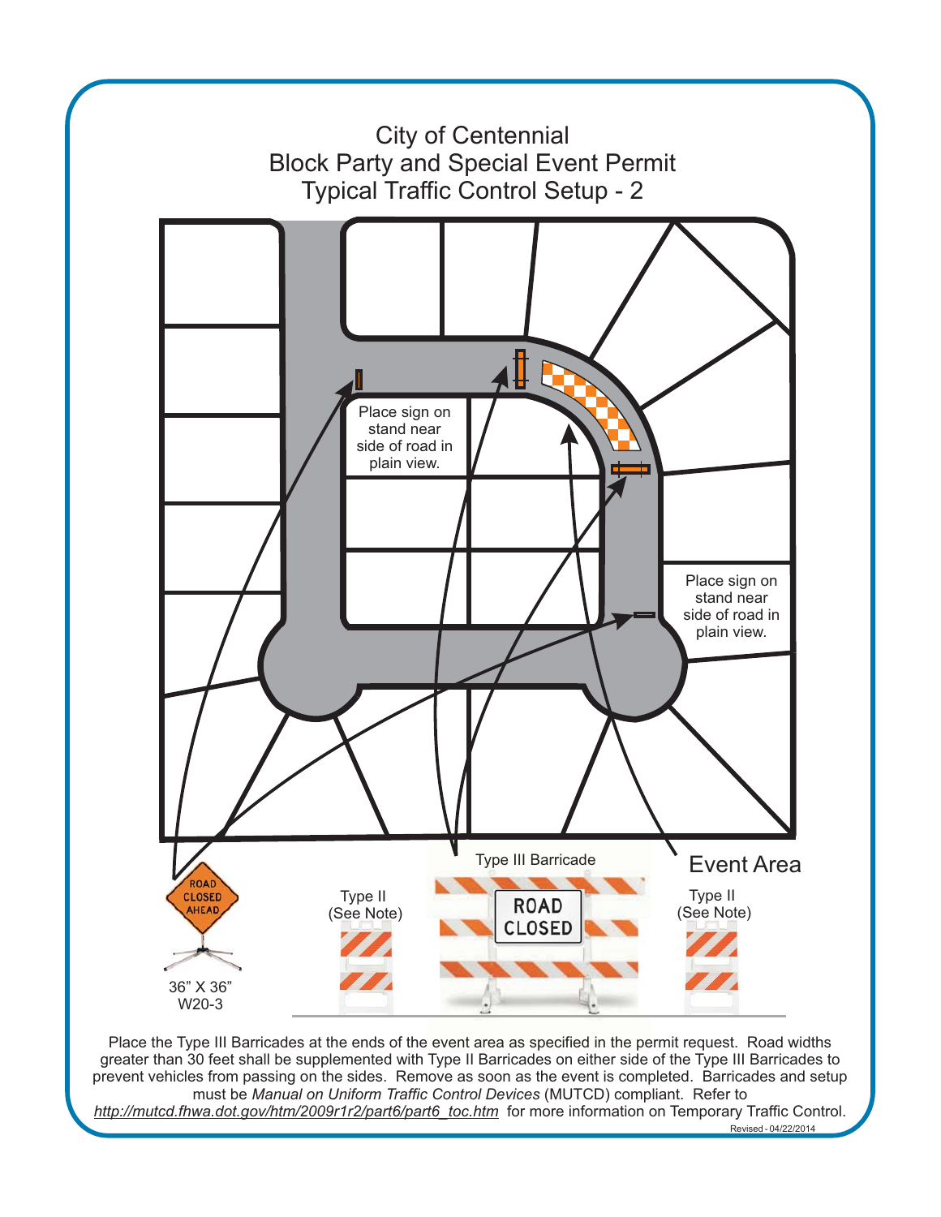# City of Centennial
## Block Party and Special Event Permit
## Typical Traffic Control Setup - 2

Place sign on stand near side of road in plain view.

Place sign on stand near side of road in plain view.

ROAD CLOSED AHEAD

36" X 36"
W20-3

Type II
(See Note)

Type III Barricade

ROAD CLOSED

Event Area

Type II
(See Note)

Place the Type III Barricades at the ends of the event area as specified in the permit request. Road widths greater than 30 feet shall be supplemented with Type II Barricades on either side of the Type III Barricades to prevent vehicles from passing on the sides. Remove as soon as the event is completed. Barricades and setup must be *Manual on Uniform Traffic Control Devices* (MUTCD) compliant. Refer to *http://mutcd.fhwa.dot.gov/htm/2009r1r2/part6/part6_toc.htm* for more information on Temporary Traffic Control.

Revised - 04/22/2014